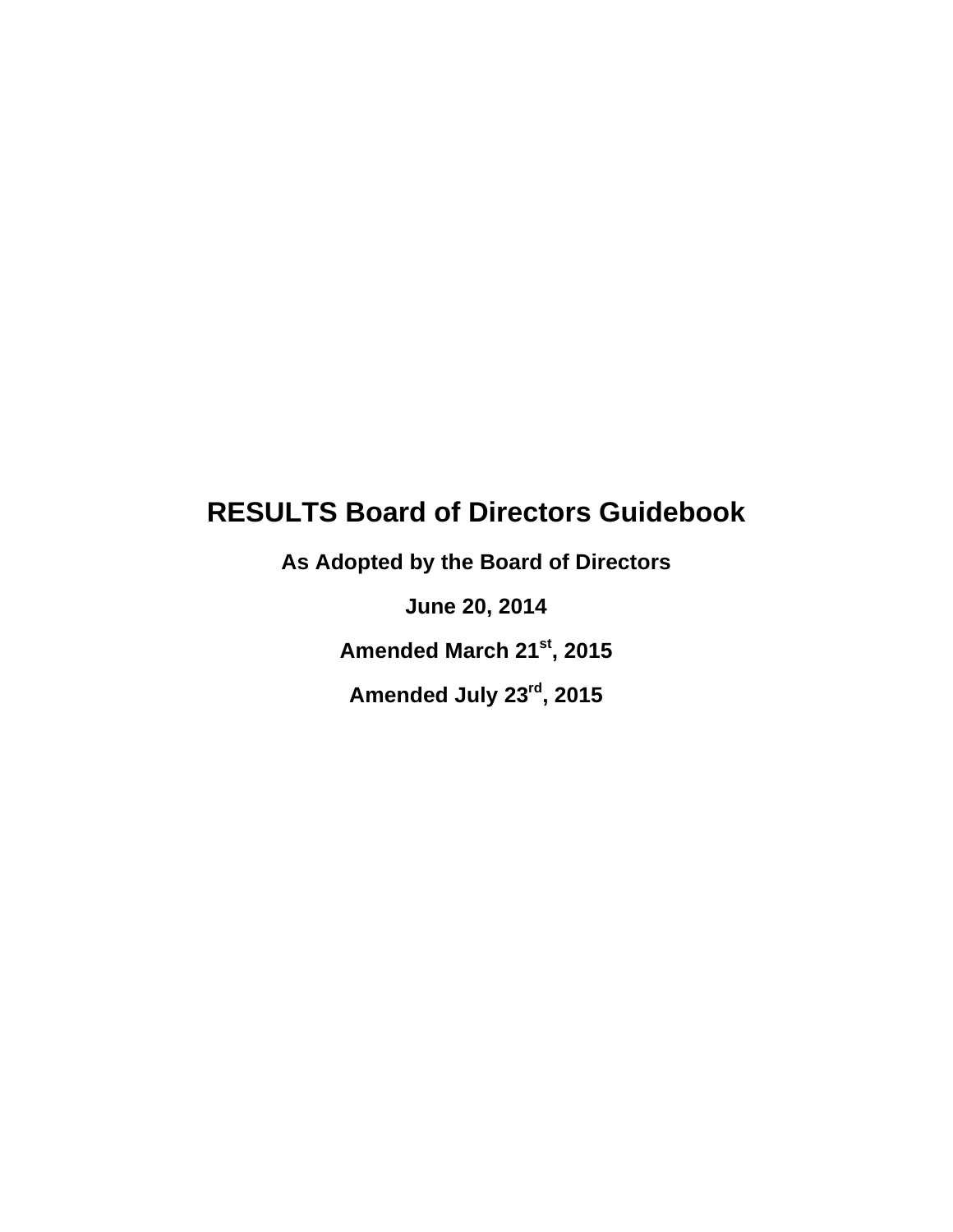# RESULTS Board of Directors Guidebook

**As Adopted by the Board of Directors**

**June 20, 2014**

**Amended March 21st, 2015**

**Amended July 23rd, 2015**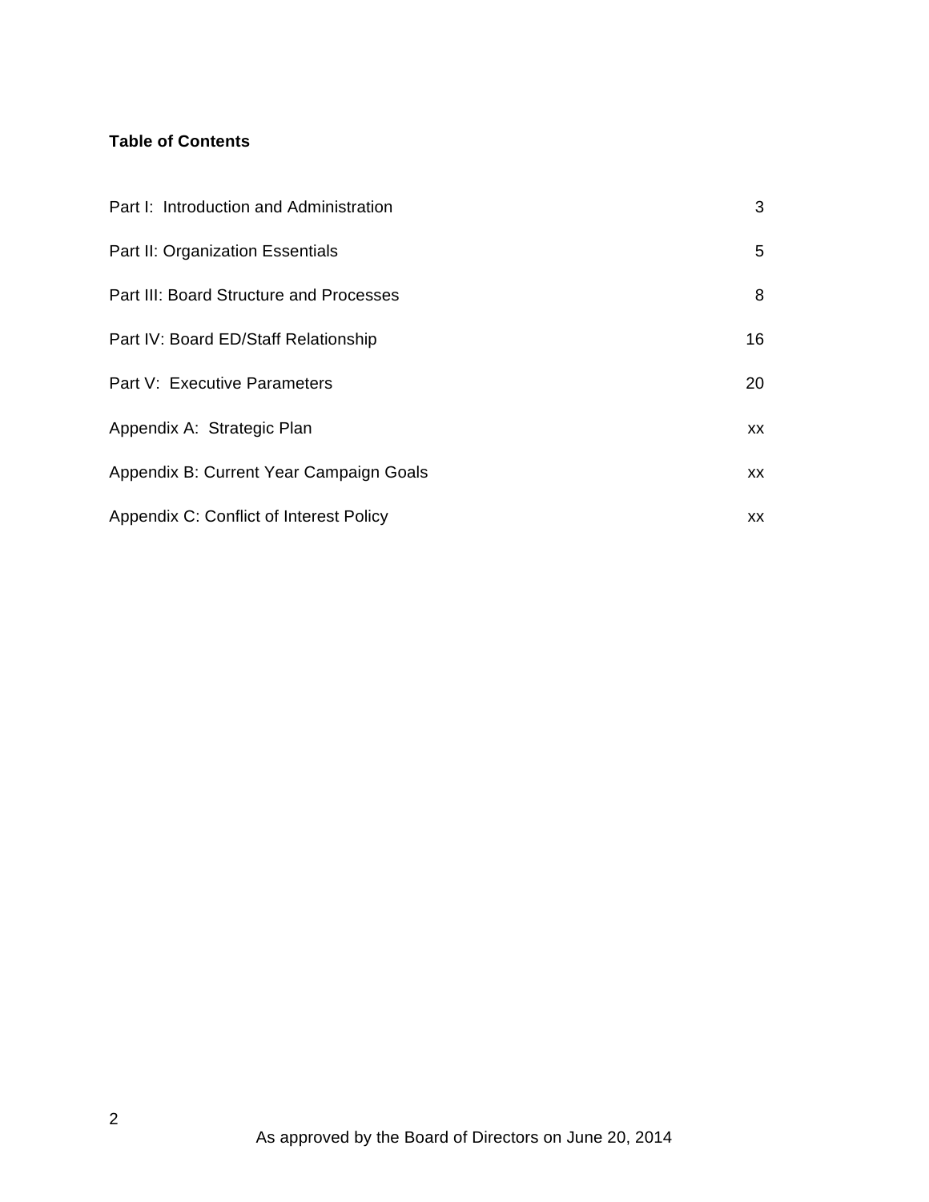**Table of Contents**

| | |
|---|---|
| Part I: Introduction and Administration | 3 |
| Part II: Organization Essentials | 5 |
| Part III: Board Structure and Processes | 8 |
| Part IV: Board ED/Staff Relationship | 16 |
| Part V: Executive Parameters | 20 |
| Appendix A: Strategic Plan | xx |
| Appendix B: Current Year Campaign Goals | xx |
| Appendix C: Conflict of Interest Policy | xx |

As approved by the Board of Directors on June 20, 2014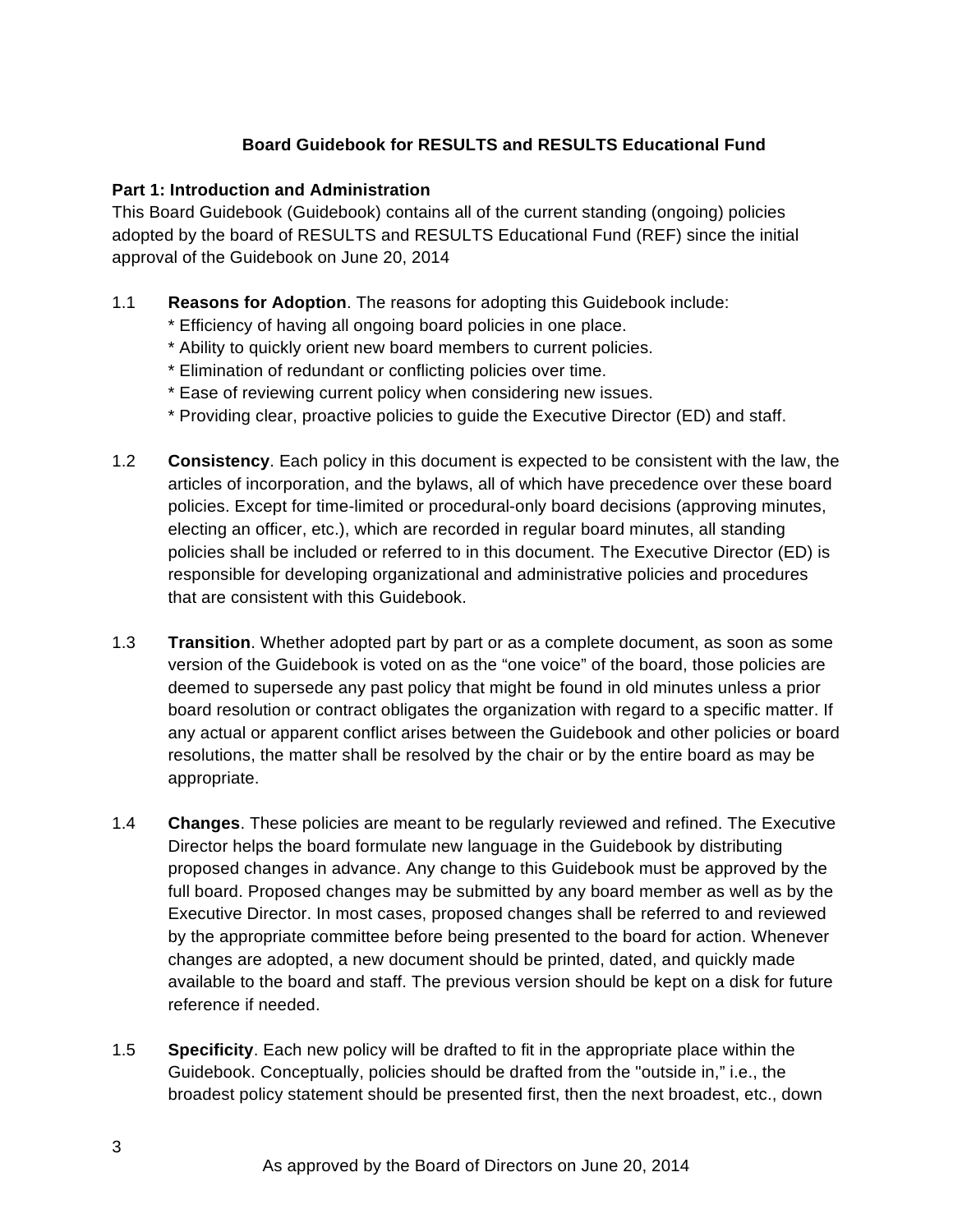**Board Guidebook for RESULTS and RESULTS Educational Fund**

**Part 1: Introduction and Administration**

This Board Guidebook (Guidebook) contains all of the current standing (ongoing) policies adopted by the board of RESULTS and RESULTS Educational Fund (REF) since the initial approval of the Guidebook on June 20, 2014

1.1 **Reasons for Adoption**. The reasons for adopting this Guidebook include:
* Efficiency of having all ongoing board policies in one place.
* Ability to quickly orient new board members to current policies.
* Elimination of redundant or conflicting policies over time.
* Ease of reviewing current policy when considering new issues.
* Providing clear, proactive policies to guide the Executive Director (ED) and staff.

1.2 **Consistency**. Each policy in this document is expected to be consistent with the law, the articles of incorporation, and the bylaws, all of which have precedence over these board policies. Except for time-limited or procedural-only board decisions (approving minutes, electing an officer, etc.), which are recorded in regular board minutes, all standing policies shall be included or referred to in this document. The Executive Director (ED) is responsible for developing organizational and administrative policies and procedures that are consistent with this Guidebook.

1.3 **Transition**. Whether adopted part by part or as a complete document, as soon as some version of the Guidebook is voted on as the "one voice" of the board, those policies are deemed to supersede any past policy that might be found in old minutes unless a prior board resolution or contract obligates the organization with regard to a specific matter. If any actual or apparent conflict arises between the Guidebook and other policies or board resolutions, the matter shall be resolved by the chair or by the entire board as may be appropriate.

1.4 **Changes**. These policies are meant to be regularly reviewed and refined. The Executive Director helps the board formulate new language in the Guidebook by distributing proposed changes in advance. Any change to this Guidebook must be approved by the full board. Proposed changes may be submitted by any board member as well as by the Executive Director. In most cases, proposed changes shall be referred to and reviewed by the appropriate committee before being presented to the board for action. Whenever changes are adopted, a new document should be printed, dated, and quickly made available to the board and staff. The previous version should be kept on a disk for future reference if needed.

1.5 **Specificity**. Each new policy will be drafted to fit in the appropriate place within the Guidebook. Conceptually, policies should be drafted from the "outside in," i.e., the broadest policy statement should be presented first, then the next broadest, etc., down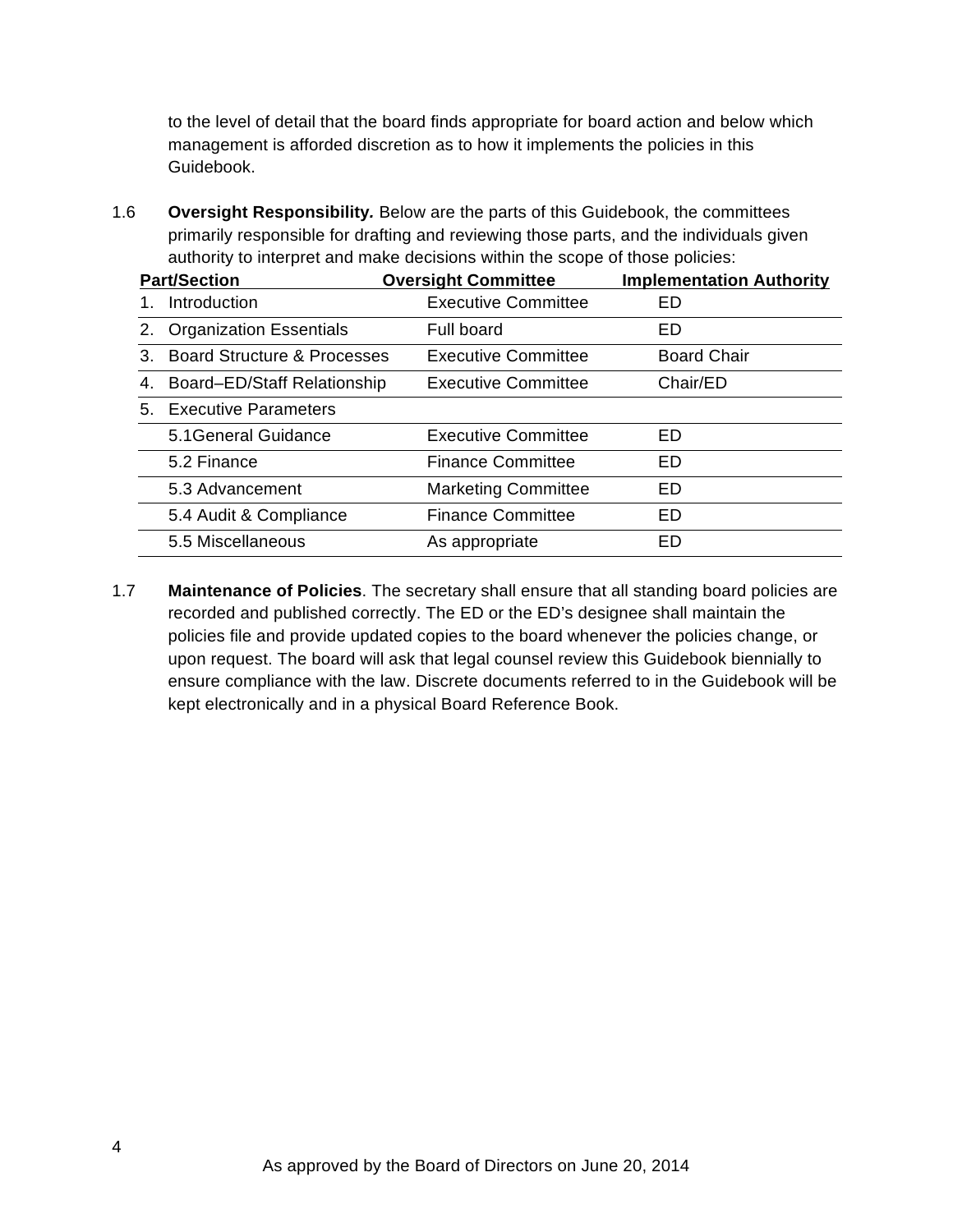to the level of detail that the board finds appropriate for board action and below which management is afforded discretion as to how it implements the policies in this Guidebook.

1.6 **Oversight Responsibility.** Below are the parts of this Guidebook, the committees primarily responsible for drafting and reviewing those parts, and the individuals given authority to interpret and make decisions within the scope of those policies:

| Part/Section | Oversight Committee | Implementation Authority |
|---|---|---|
| 1. Introduction | Executive Committee | ED |
| 2. Organization Essentials | Full board | ED |
| 3. Board Structure & Processes | Executive Committee | Board Chair |
| 4. Board–ED/Staff Relationship | Executive Committee | Chair/ED |
| 5. Executive Parameters | | |
| 5.1General Guidance | Executive Committee | ED |
| 5.2 Finance | Finance Committee | ED |
| 5.3 Advancement | Marketing Committee | ED |
| 5.4 Audit & Compliance | Finance Committee | ED |
| 5.5 Miscellaneous | As appropriate | ED |

1.7 **Maintenance of Policies**. The secretary shall ensure that all standing board policies are recorded and published correctly. The ED or the ED's designee shall maintain the policies file and provide updated copies to the board whenever the policies change, or upon request. The board will ask that legal counsel review this Guidebook biennially to ensure compliance with the law. Discrete documents referred to in the Guidebook will be kept electronically and in a physical Board Reference Book.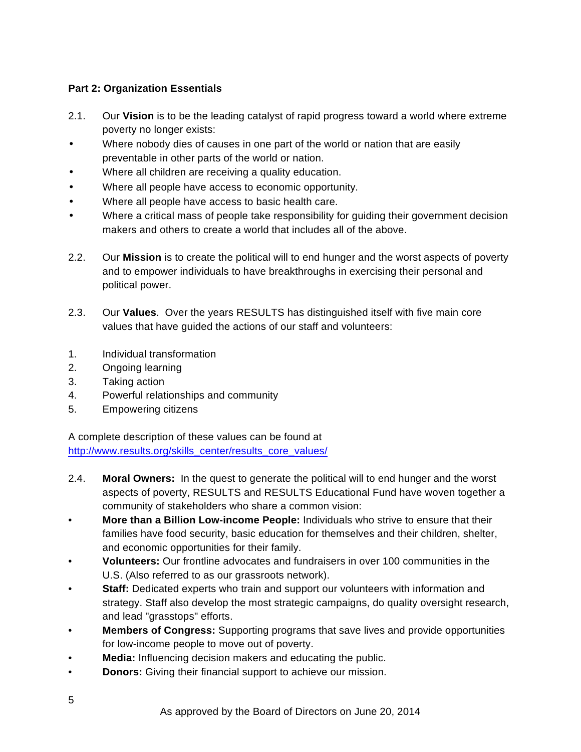**Part 2: Organization Essentials**

2.1. Our **Vision** is to be the leading catalyst of rapid progress toward a world where extreme poverty no longer exists:

- Where nobody dies of causes in one part of the world or nation that are easily preventable in other parts of the world or nation.
- Where all children are receiving a quality education.
- Where all people have access to economic opportunity.
- Where all people have access to basic health care.
- Where a critical mass of people take responsibility for guiding their government decision makers and others to create a world that includes all of the above.

2.2. Our **Mission** is to create the political will to end hunger and the worst aspects of poverty and to empower individuals to have breakthroughs in exercising their personal and political power.

2.3. Our **Values**. Over the years RESULTS has distinguished itself with five main core values that have guided the actions of our staff and volunteers:

1. Individual transformation
2. Ongoing learning
3. Taking action
4. Powerful relationships and community
5. Empowering citizens

A complete description of these values can be found at http://www.results.org/skills_center/results_core_values/

2.4. **Moral Owners:** In the quest to generate the political will to end hunger and the worst aspects of poverty, RESULTS and RESULTS Educational Fund have woven together a community of stakeholders who share a common vision:

- **More than a Billion Low-income People:** Individuals who strive to ensure that their families have food security, basic education for themselves and their children, shelter, and economic opportunities for their family.
- **Volunteers:** Our frontline advocates and fundraisers in over 100 communities in the U.S. (Also referred to as our grassroots network).
- **Staff:** Dedicated experts who train and support our volunteers with information and strategy. Staff also develop the most strategic campaigns, do quality oversight research, and lead "grasstops" efforts.
- **Members of Congress:** Supporting programs that save lives and provide opportunities for low-income people to move out of poverty.
- **Media:** Influencing decision makers and educating the public.
- **Donors:** Giving their financial support to achieve our mission.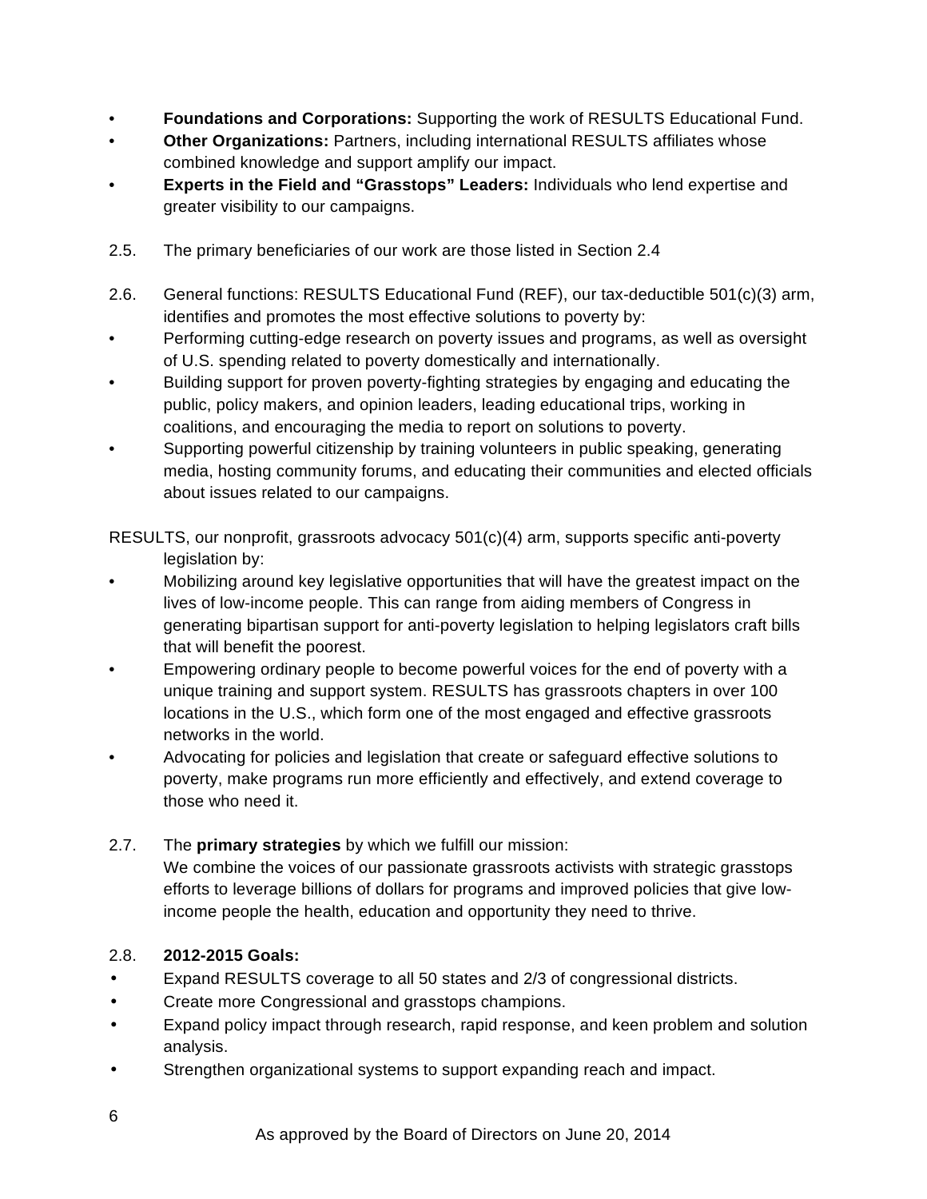- **Foundations and Corporations:** Supporting the work of RESULTS Educational Fund.
- **Other Organizations:** Partners, including international RESULTS affiliates whose combined knowledge and support amplify our impact.
- **Experts in the Field and "Grasstops" Leaders:** Individuals who lend expertise and greater visibility to our campaigns.

2.5. The primary beneficiaries of our work are those listed in Section 2.4

2.6. General functions: RESULTS Educational Fund (REF), our tax-deductible 501(c)(3) arm, identifies and promotes the most effective solutions to poverty by:

- Performing cutting-edge research on poverty issues and programs, as well as oversight of U.S. spending related to poverty domestically and internationally.
- Building support for proven poverty-fighting strategies by engaging and educating the public, policy makers, and opinion leaders, leading educational trips, working in coalitions, and encouraging the media to report on solutions to poverty.
- Supporting powerful citizenship by training volunteers in public speaking, generating media, hosting community forums, and educating their communities and elected officials about issues related to our campaigns.

RESULTS, our nonprofit, grassroots advocacy 501(c)(4) arm, supports specific anti-poverty legislation by:

- Mobilizing around key legislative opportunities that will have the greatest impact on the lives of low-income people. This can range from aiding members of Congress in generating bipartisan support for anti-poverty legislation to helping legislators craft bills that will benefit the poorest.
- Empowering ordinary people to become powerful voices for the end of poverty with a unique training and support system. RESULTS has grassroots chapters in over 100 locations in the U.S., which form one of the most engaged and effective grassroots networks in the world.
- Advocating for policies and legislation that create or safeguard effective solutions to poverty, make programs run more efficiently and effectively, and extend coverage to those who need it.

2.7. The **primary strategies** by which we fulfill our mission:
We combine the voices of our passionate grassroots activists with strategic grasstops efforts to leverage billions of dollars for programs and improved policies that give low-income people the health, education and opportunity they need to thrive.

2.8. **2012-2015 Goals:**

- Expand RESULTS coverage to all 50 states and 2/3 of congressional districts.
- Create more Congressional and grasstops champions.
- Expand policy impact through research, rapid response, and keen problem and solution analysis.
- Strengthen organizational systems to support expanding reach and impact.

As approved by the Board of Directors on June 20, 2014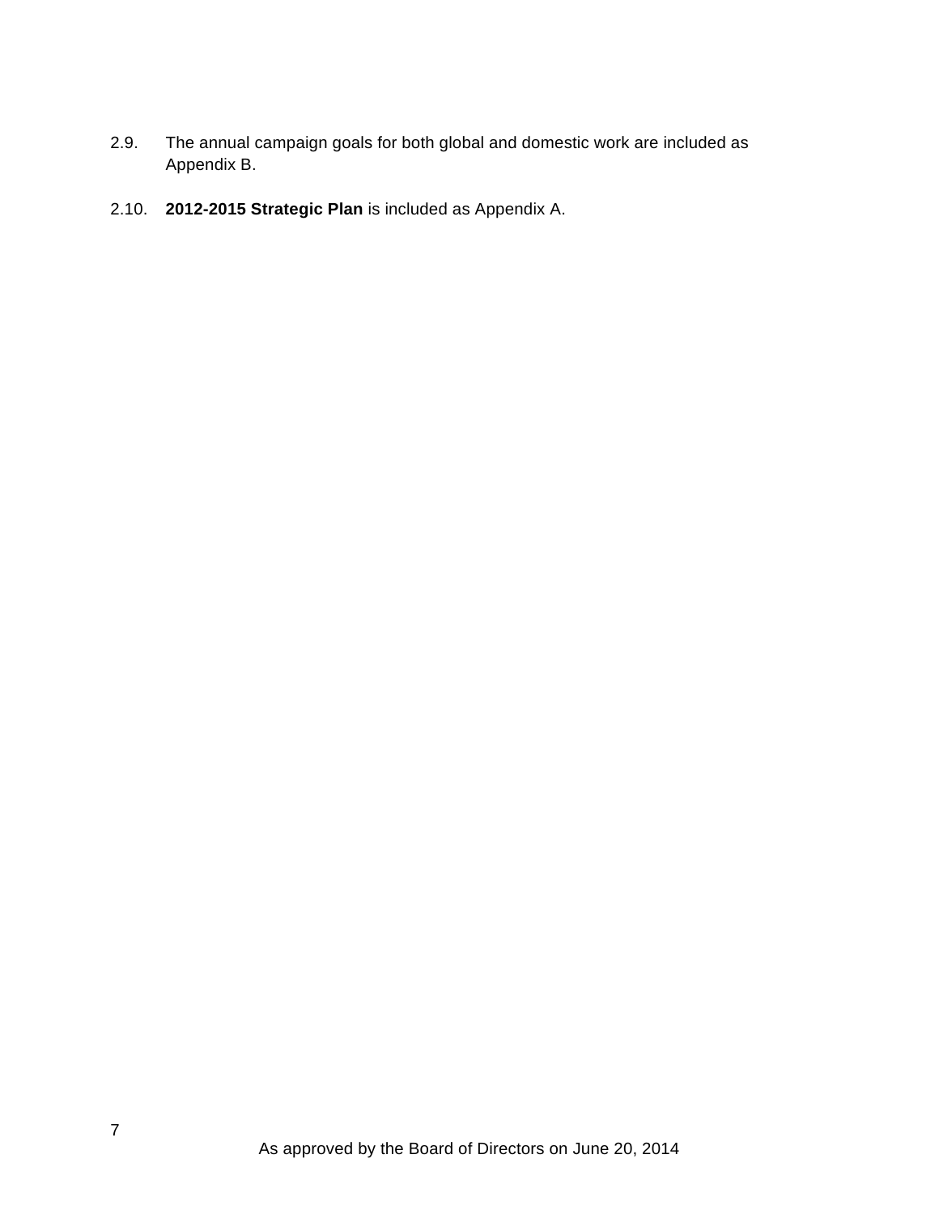2.9. The annual campaign goals for both global and domestic work are included as Appendix B.

2.10. **2012-2015 Strategic Plan** is included as Appendix A.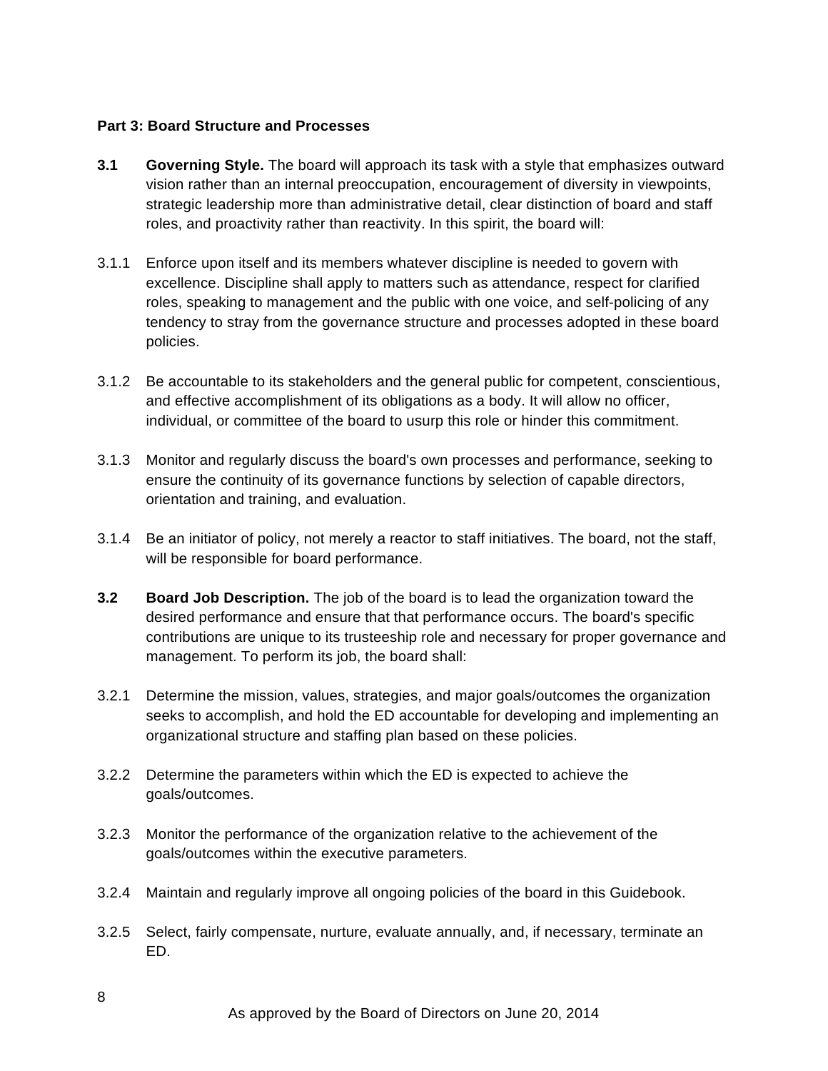**Part 3: Board Structure and Processes**

**3.1 Governing Style.** The board will approach its task with a style that emphasizes outward vision rather than an internal preoccupation, encouragement of diversity in viewpoints, strategic leadership more than administrative detail, clear distinction of board and staff roles, and proactivity rather than reactivity. In this spirit, the board will:

3.1.1 Enforce upon itself and its members whatever discipline is needed to govern with excellence. Discipline shall apply to matters such as attendance, respect for clarified roles, speaking to management and the public with one voice, and self-policing of any tendency to stray from the governance structure and processes adopted in these board policies.

3.1.2 Be accountable to its stakeholders and the general public for competent, conscientious, and effective accomplishment of its obligations as a body. It will allow no officer, individual, or committee of the board to usurp this role or hinder this commitment.

3.1.3 Monitor and regularly discuss the board's own processes and performance, seeking to ensure the continuity of its governance functions by selection of capable directors, orientation and training, and evaluation.

3.1.4 Be an initiator of policy, not merely a reactor to staff initiatives. The board, not the staff, will be responsible for board performance.

**3.2 Board Job Description.** The job of the board is to lead the organization toward the desired performance and ensure that that performance occurs. The board's specific contributions are unique to its trusteeship role and necessary for proper governance and management. To perform its job, the board shall:

3.2.1 Determine the mission, values, strategies, and major goals/outcomes the organization seeks to accomplish, and hold the ED accountable for developing and implementing an organizational structure and staffing plan based on these policies.

3.2.2 Determine the parameters within which the ED is expected to achieve the goals/outcomes.

3.2.3 Monitor the performance of the organization relative to the achievement of the goals/outcomes within the executive parameters.

3.2.4 Maintain and regularly improve all ongoing policies of the board in this Guidebook.

3.2.5 Select, fairly compensate, nurture, evaluate annually, and, if necessary, terminate an ED.

As approved by the Board of Directors on June 20, 2014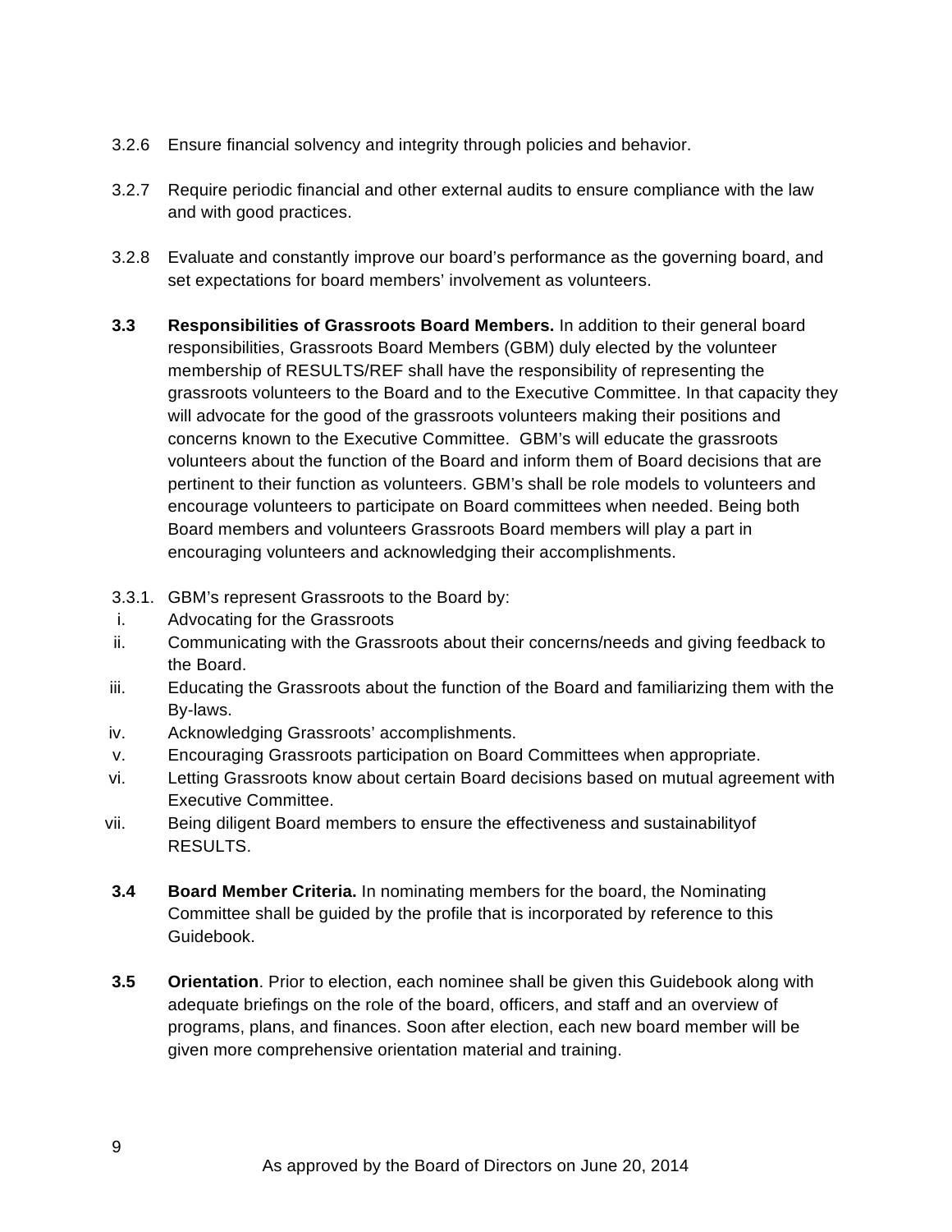3.2.6 Ensure financial solvency and integrity through policies and behavior.

3.2.7 Require periodic financial and other external audits to ensure compliance with the law and with good practices.

3.2.8 Evaluate and constantly improve our board's performance as the governing board, and set expectations for board members' involvement as volunteers.

**3.3 Responsibilities of Grassroots Board Members.** In addition to their general board responsibilities, Grassroots Board Members (GBM) duly elected by the volunteer membership of RESULTS/REF shall have the responsibility of representing the grassroots volunteers to the Board and to the Executive Committee. In that capacity they will advocate for the good of the grassroots volunteers making their positions and concerns known to the Executive Committee. GBM's will educate the grassroots volunteers about the function of the Board and inform them of Board decisions that are pertinent to their function as volunteers. GBM's shall be role models to volunteers and encourage volunteers to participate on Board committees when needed. Being both Board members and volunteers Grassroots Board members will play a part in encouraging volunteers and acknowledging their accomplishments.

3.3.1. GBM's represent Grassroots to the Board by:

i. Advocating for the Grassroots
ii. Communicating with the Grassroots about their concerns/needs and giving feedback to the Board.
iii. Educating the Grassroots about the function of the Board and familiarizing them with the By-laws.
iv. Acknowledging Grassroots' accomplishments.
v. Encouraging Grassroots participation on Board Committees when appropriate.
vi. Letting Grassroots know about certain Board decisions based on mutual agreement with Executive Committee.
vii. Being diligent Board members to ensure the effectiveness and sustainabilityof RESULTS.

**3.4 Board Member Criteria.** In nominating members for the board, the Nominating Committee shall be guided by the profile that is incorporated by reference to this Guidebook.

**3.5 Orientation**. Prior to election, each nominee shall be given this Guidebook along with adequate briefings on the role of the board, officers, and staff and an overview of programs, plans, and finances. Soon after election, each new board member will be given more comprehensive orientation material and training.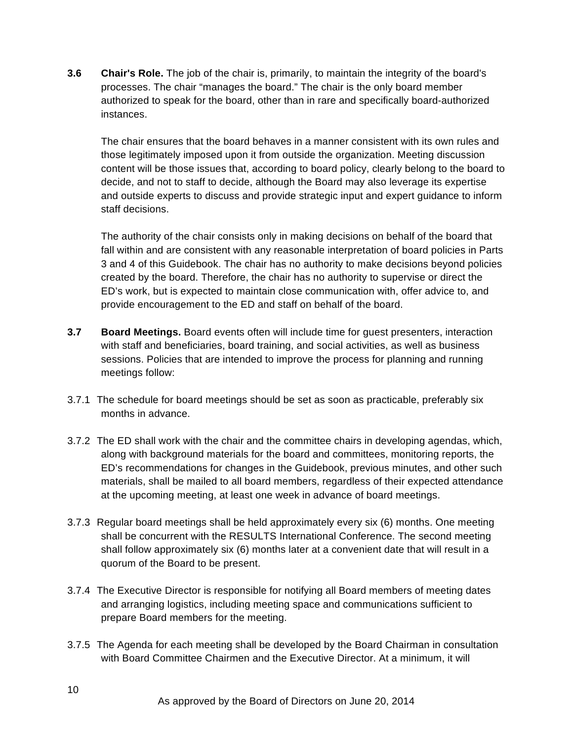**3.6 Chair's Role.** The job of the chair is, primarily, to maintain the integrity of the board's processes. The chair "manages the board." The chair is the only board member authorized to speak for the board, other than in rare and specifically board-authorized instances.

The chair ensures that the board behaves in a manner consistent with its own rules and those legitimately imposed upon it from outside the organization. Meeting discussion content will be those issues that, according to board policy, clearly belong to the board to decide, and not to staff to decide, although the Board may also leverage its expertise and outside experts to discuss and provide strategic input and expert guidance to inform staff decisions.

The authority of the chair consists only in making decisions on behalf of the board that fall within and are consistent with any reasonable interpretation of board policies in Parts 3 and 4 of this Guidebook. The chair has no authority to make decisions beyond policies created by the board. Therefore, the chair has no authority to supervise or direct the ED's work, but is expected to maintain close communication with, offer advice to, and provide encouragement to the ED and staff on behalf of the board.

**3.7 Board Meetings.** Board events often will include time for guest presenters, interaction with staff and beneficiaries, board training, and social activities, as well as business sessions. Policies that are intended to improve the process for planning and running meetings follow:

3.7.1 The schedule for board meetings should be set as soon as practicable, preferably six months in advance.

3.7.2 The ED shall work with the chair and the committee chairs in developing agendas, which, along with background materials for the board and committees, monitoring reports, the ED's recommendations for changes in the Guidebook, previous minutes, and other such materials, shall be mailed to all board members, regardless of their expected attendance at the upcoming meeting, at least one week in advance of board meetings.

3.7.3 Regular board meetings shall be held approximately every six (6) months. One meeting shall be concurrent with the RESULTS International Conference. The second meeting shall follow approximately six (6) months later at a convenient date that will result in a quorum of the Board to be present.

3.7.4 The Executive Director is responsible for notifying all Board members of meeting dates and arranging logistics, including meeting space and communications sufficient to prepare Board members for the meeting.

3.7.5 The Agenda for each meeting shall be developed by the Board Chairman in consultation with Board Committee Chairmen and the Executive Director. At a minimum, it will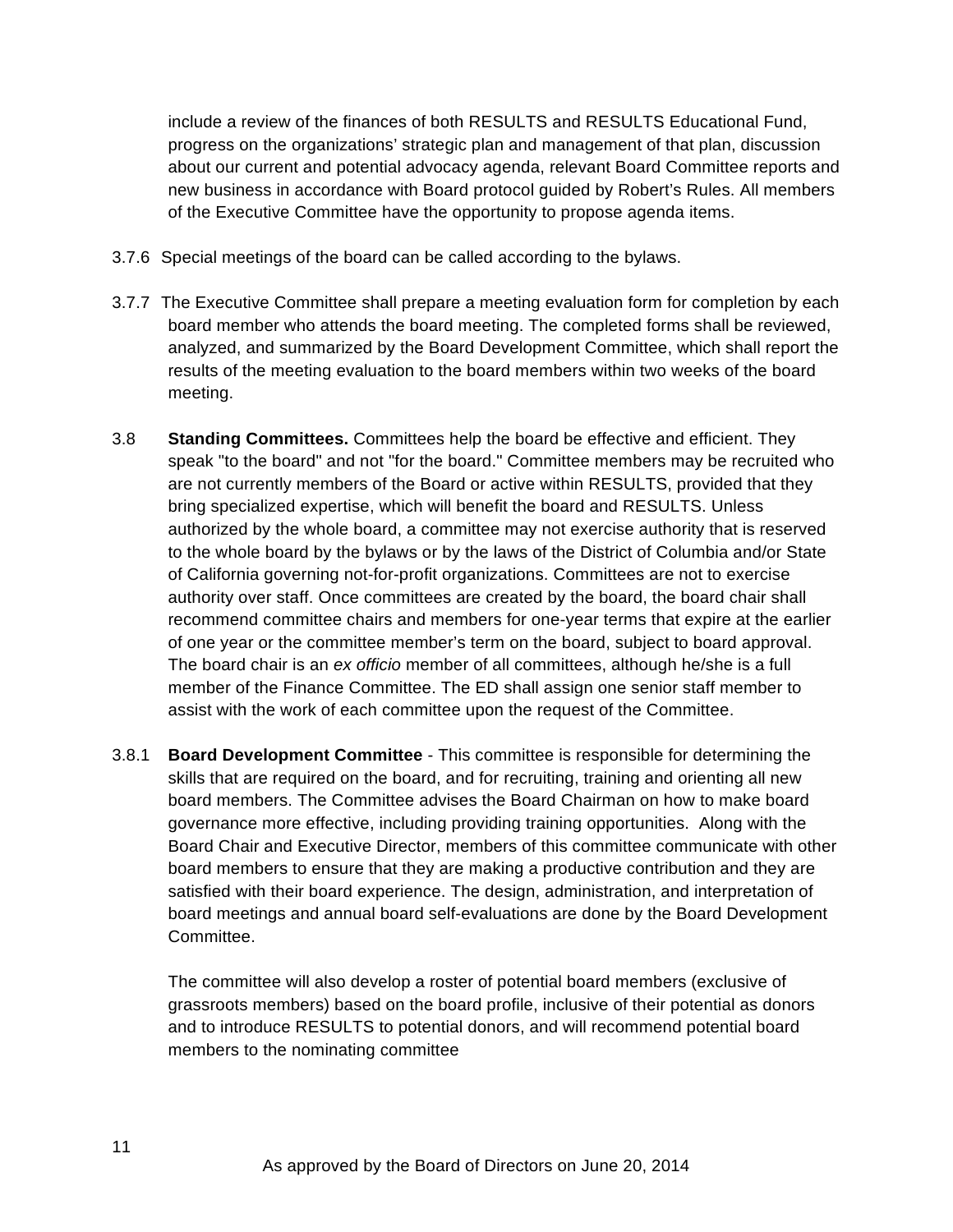include a review of the finances of both RESULTS and RESULTS Educational Fund, progress on the organizations' strategic plan and management of that plan, discussion about our current and potential advocacy agenda, relevant Board Committee reports and new business in accordance with Board protocol guided by Robert's Rules. All members of the Executive Committee have the opportunity to propose agenda items.

3.7.6 Special meetings of the board can be called according to the bylaws.

3.7.7 The Executive Committee shall prepare a meeting evaluation form for completion by each board member who attends the board meeting. The completed forms shall be reviewed, analyzed, and summarized by the Board Development Committee, which shall report the results of the meeting evaluation to the board members within two weeks of the board meeting.

3.8 **Standing Committees.** Committees help the board be effective and efficient. They speak "to the board" and not "for the board." Committee members may be recruited who are not currently members of the Board or active within RESULTS, provided that they bring specialized expertise, which will benefit the board and RESULTS. Unless authorized by the whole board, a committee may not exercise authority that is reserved to the whole board by the bylaws or by the laws of the District of Columbia and/or State of California governing not-for-profit organizations. Committees are not to exercise authority over staff. Once committees are created by the board, the board chair shall recommend committee chairs and members for one-year terms that expire at the earlier of one year or the committee member's term on the board, subject to board approval. The board chair is an *ex officio* member of all committees, although he/she is a full member of the Finance Committee. The ED shall assign one senior staff member to assist with the work of each committee upon the request of the Committee.

3.8.1 **Board Development Committee** - This committee is responsible for determining the skills that are required on the board, and for recruiting, training and orienting all new board members. The Committee advises the Board Chairman on how to make board governance more effective, including providing training opportunities. Along with the Board Chair and Executive Director, members of this committee communicate with other board members to ensure that they are making a productive contribution and they are satisfied with their board experience. The design, administration, and interpretation of board meetings and annual board self-evaluations are done by the Board Development Committee.

The committee will also develop a roster of potential board members (exclusive of grassroots members) based on the board profile, inclusive of their potential as donors and to introduce RESULTS to potential donors, and will recommend potential board members to the nominating committee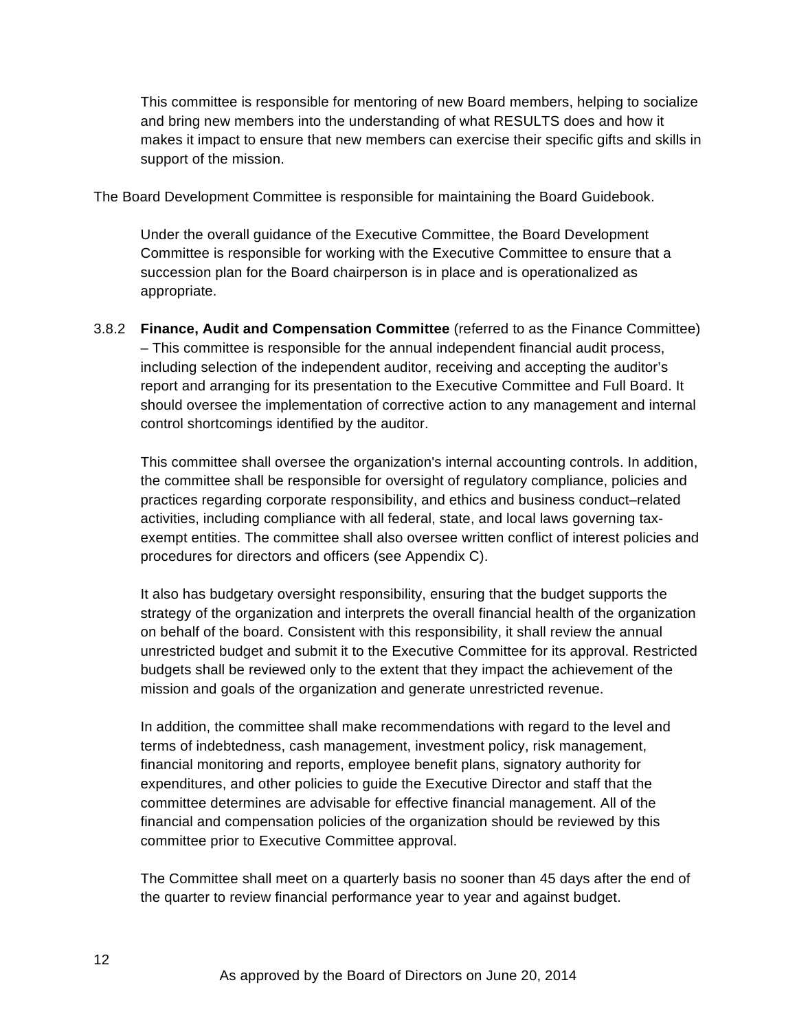This committee is responsible for mentoring of new Board members, helping to socialize and bring new members into the understanding of what RESULTS does and how it makes it impact to ensure that new members can exercise their specific gifts and skills in support of the mission.

The Board Development Committee is responsible for maintaining the Board Guidebook.

Under the overall guidance of the Executive Committee, the Board Development Committee is responsible for working with the Executive Committee to ensure that a succession plan for the Board chairperson is in place and is operationalized as appropriate.

3.8.2 **Finance, Audit and Compensation Committee** (referred to as the Finance Committee) – This committee is responsible for the annual independent financial audit process, including selection of the independent auditor, receiving and accepting the auditor's report and arranging for its presentation to the Executive Committee and Full Board. It should oversee the implementation of corrective action to any management and internal control shortcomings identified by the auditor.

This committee shall oversee the organization's internal accounting controls. In addition, the committee shall be responsible for oversight of regulatory compliance, policies and practices regarding corporate responsibility, and ethics and business conduct–related activities, including compliance with all federal, state, and local laws governing tax-exempt entities. The committee shall also oversee written conflict of interest policies and procedures for directors and officers (see Appendix C).

It also has budgetary oversight responsibility, ensuring that the budget supports the strategy of the organization and interprets the overall financial health of the organization on behalf of the board. Consistent with this responsibility, it shall review the annual unrestricted budget and submit it to the Executive Committee for its approval. Restricted budgets shall be reviewed only to the extent that they impact the achievement of the mission and goals of the organization and generate unrestricted revenue.

In addition, the committee shall make recommendations with regard to the level and terms of indebtedness, cash management, investment policy, risk management, financial monitoring and reports, employee benefit plans, signatory authority for expenditures, and other policies to guide the Executive Director and staff that the committee determines are advisable for effective financial management. All of the financial and compensation policies of the organization should be reviewed by this committee prior to Executive Committee approval.

The Committee shall meet on a quarterly basis no sooner than 45 days after the end of the quarter to review financial performance year to year and against budget.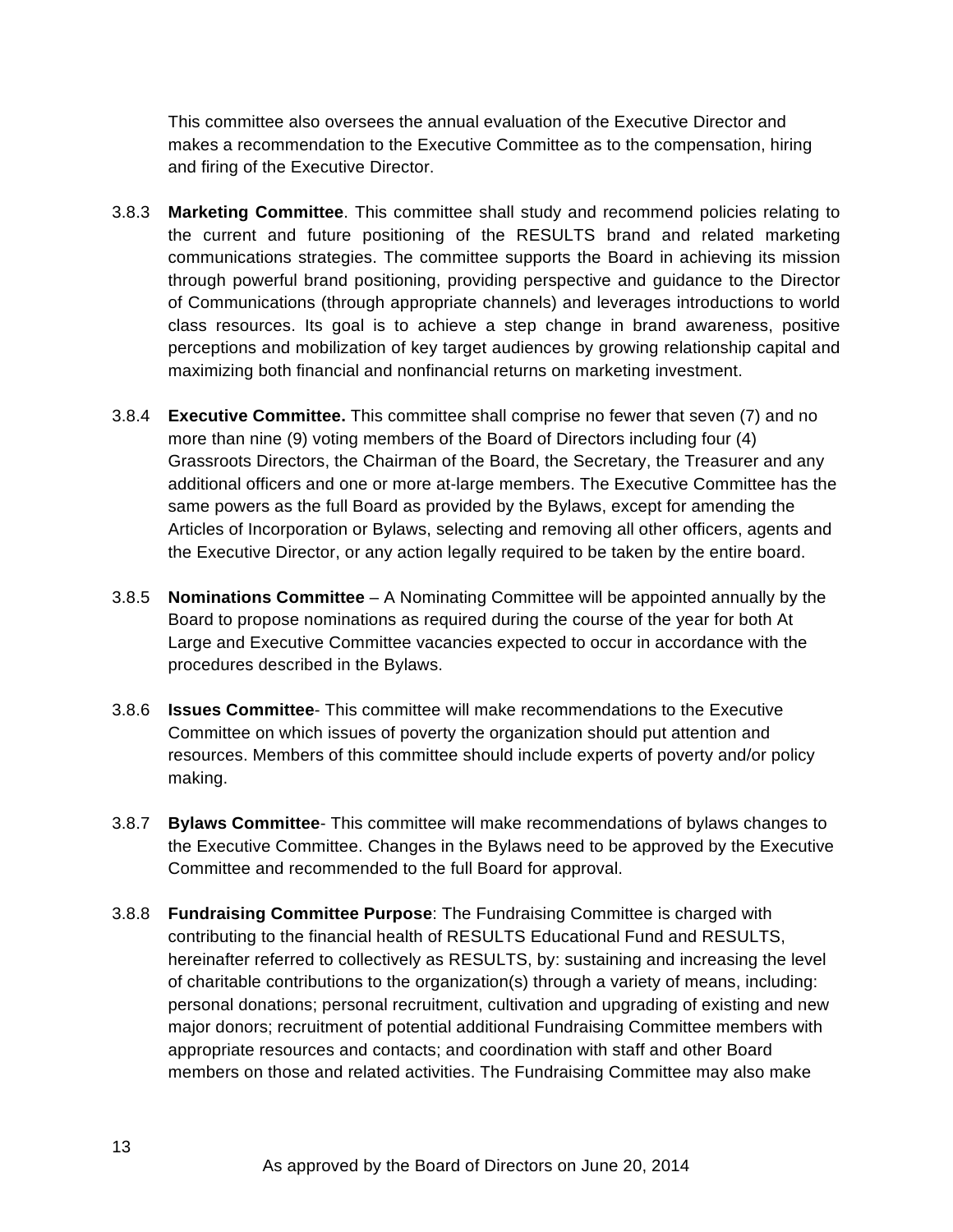This committee also oversees the annual evaluation of the Executive Director and makes a recommendation to the Executive Committee as to the compensation, hiring and firing of the Executive Director.

3.8.3 **Marketing Committee**. This committee shall study and recommend policies relating to the current and future positioning of the RESULTS brand and related marketing communications strategies. The committee supports the Board in achieving its mission through powerful brand positioning, providing perspective and guidance to the Director of Communications (through appropriate channels) and leverages introductions to world class resources. Its goal is to achieve a step change in brand awareness, positive perceptions and mobilization of key target audiences by growing relationship capital and maximizing both financial and nonfinancial returns on marketing investment.

3.8.4 **Executive Committee.** This committee shall comprise no fewer that seven (7) and no more than nine (9) voting members of the Board of Directors including four (4) Grassroots Directors, the Chairman of the Board, the Secretary, the Treasurer and any additional officers and one or more at-large members. The Executive Committee has the same powers as the full Board as provided by the Bylaws, except for amending the Articles of Incorporation or Bylaws, selecting and removing all other officers, agents and the Executive Director, or any action legally required to be taken by the entire board.

3.8.5 **Nominations Committee** – A Nominating Committee will be appointed annually by the Board to propose nominations as required during the course of the year for both At Large and Executive Committee vacancies expected to occur in accordance with the procedures described in the Bylaws.

3.8.6 **Issues Committee**- This committee will make recommendations to the Executive Committee on which issues of poverty the organization should put attention and resources. Members of this committee should include experts of poverty and/or policy making.

3.8.7 **Bylaws Committee**- This committee will make recommendations of bylaws changes to the Executive Committee. Changes in the Bylaws need to be approved by the Executive Committee and recommended to the full Board for approval.

3.8.8 **Fundraising Committee Purpose**: The Fundraising Committee is charged with contributing to the financial health of RESULTS Educational Fund and RESULTS, hereinafter referred to collectively as RESULTS, by: sustaining and increasing the level of charitable contributions to the organization(s) through a variety of means, including: personal donations; personal recruitment, cultivation and upgrading of existing and new major donors; recruitment of potential additional Fundraising Committee members with appropriate resources and contacts; and coordination with staff and other Board members on those and related activities. The Fundraising Committee may also make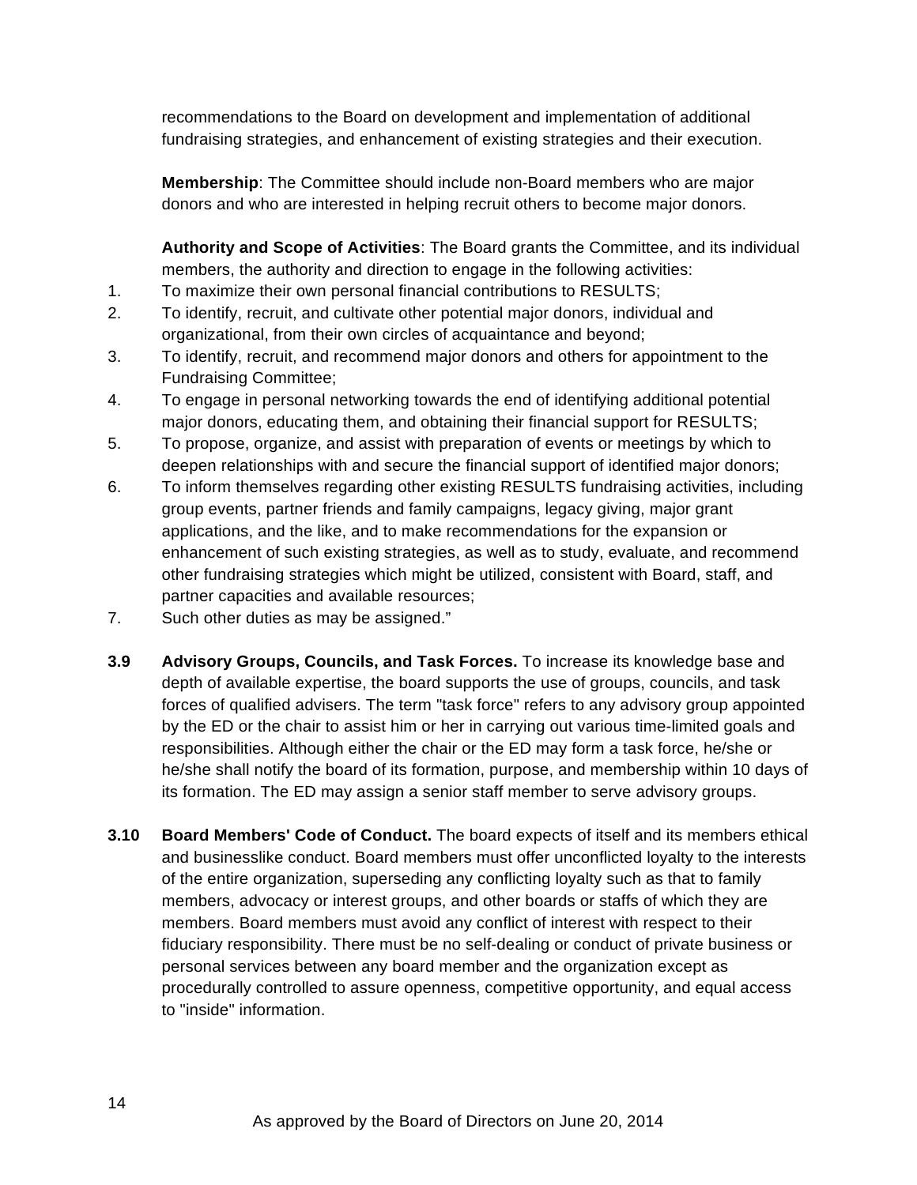recommendations to the Board on development and implementation of additional fundraising strategies, and enhancement of existing strategies and their execution.

**Membership**: The Committee should include non-Board members who are major donors and who are interested in helping recruit others to become major donors.

**Authority and Scope of Activities**: The Board grants the Committee, and its individual members, the authority and direction to engage in the following activities:

1. To maximize their own personal financial contributions to RESULTS;
2. To identify, recruit, and cultivate other potential major donors, individual and organizational, from their own circles of acquaintance and beyond;
3. To identify, recruit, and recommend major donors and others for appointment to the Fundraising Committee;
4. To engage in personal networking towards the end of identifying additional potential major donors, educating them, and obtaining their financial support for RESULTS;
5. To propose, organize, and assist with preparation of events or meetings by which to deepen relationships with and secure the financial support of identified major donors;
6. To inform themselves regarding other existing RESULTS fundraising activities, including group events, partner friends and family campaigns, legacy giving, major grant applications, and the like, and to make recommendations for the expansion or enhancement of such existing strategies, as well as to study, evaluate, and recommend other fundraising strategies which might be utilized, consistent with Board, staff, and partner capacities and available resources;
7. Such other duties as may be assigned."

**3.9 Advisory Groups, Councils, and Task Forces.** To increase its knowledge base and depth of available expertise, the board supports the use of groups, councils, and task forces of qualified advisers. The term "task force" refers to any advisory group appointed by the ED or the chair to assist him or her in carrying out various time-limited goals and responsibilities. Although either the chair or the ED may form a task force, he/she or he/she shall notify the board of its formation, purpose, and membership within 10 days of its formation. The ED may assign a senior staff member to serve advisory groups.

**3.10 Board Members' Code of Conduct.** The board expects of itself and its members ethical and businesslike conduct. Board members must offer unconflicted loyalty to the interests of the entire organization, superseding any conflicting loyalty such as that to family members, advocacy or interest groups, and other boards or staffs of which they are members. Board members must avoid any conflict of interest with respect to their fiduciary responsibility. There must be no self-dealing or conduct of private business or personal services between any board member and the organization except as procedurally controlled to assure openness, competitive opportunity, and equal access to "inside" information.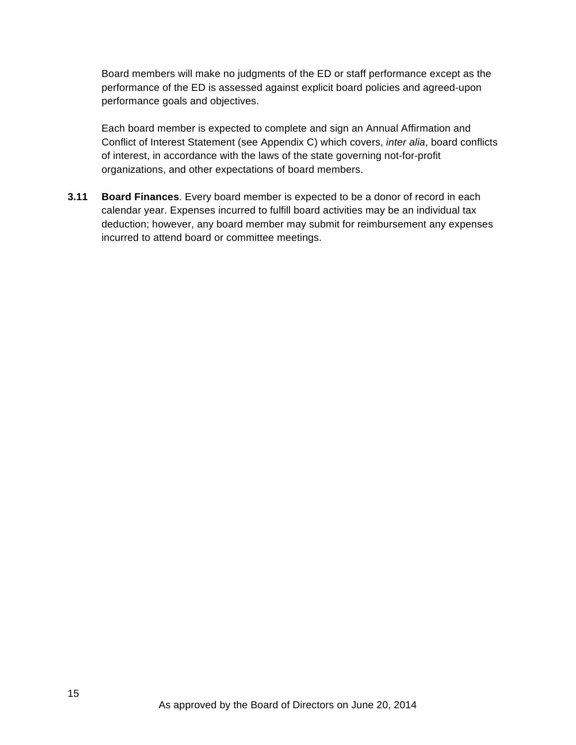Board members will make no judgments of the ED or staff performance except as the performance of the ED is assessed against explicit board policies and agreed-upon performance goals and objectives.

Each board member is expected to complete and sign an Annual Affirmation and Conflict of Interest Statement (see Appendix C) which covers, *inter alia*, board conflicts of interest, in accordance with the laws of the state governing not-for-profit organizations, and other expectations of board members.

**3.11 Board Finances**. Every board member is expected to be a donor of record in each calendar year. Expenses incurred to fulfill board activities may be an individual tax deduction; however, any board member may submit for reimbursement any expenses incurred to attend board or committee meetings.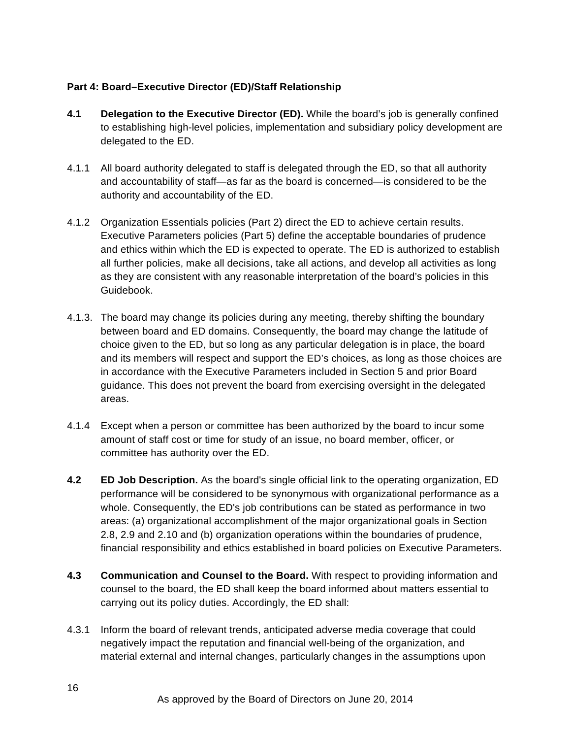**Part 4: Board–Executive Director (ED)/Staff Relationship**

**4.1 Delegation to the Executive Director (ED).** While the board's job is generally confined to establishing high-level policies, implementation and subsidiary policy development are delegated to the ED.

4.1.1 All board authority delegated to staff is delegated through the ED, so that all authority and accountability of staff—as far as the board is concerned—is considered to be the authority and accountability of the ED.

4.1.2 Organization Essentials policies (Part 2) direct the ED to achieve certain results. Executive Parameters policies (Part 5) define the acceptable boundaries of prudence and ethics within which the ED is expected to operate. The ED is authorized to establish all further policies, make all decisions, take all actions, and develop all activities as long as they are consistent with any reasonable interpretation of the board's policies in this Guidebook.

4.1.3. The board may change its policies during any meeting, thereby shifting the boundary between board and ED domains. Consequently, the board may change the latitude of choice given to the ED, but so long as any particular delegation is in place, the board and its members will respect and support the ED's choices, as long as those choices are in accordance with the Executive Parameters included in Section 5 and prior Board guidance. This does not prevent the board from exercising oversight in the delegated areas.

4.1.4 Except when a person or committee has been authorized by the board to incur some amount of staff cost or time for study of an issue, no board member, officer, or committee has authority over the ED.

**4.2 ED Job Description.** As the board's single official link to the operating organization, ED performance will be considered to be synonymous with organizational performance as a whole. Consequently, the ED's job contributions can be stated as performance in two areas: (a) organizational accomplishment of the major organizational goals in Section 2.8, 2.9 and 2.10 and (b) organization operations within the boundaries of prudence, financial responsibility and ethics established in board policies on Executive Parameters.

**4.3 Communication and Counsel to the Board.** With respect to providing information and counsel to the board, the ED shall keep the board informed about matters essential to carrying out its policy duties. Accordingly, the ED shall:

4.3.1 Inform the board of relevant trends, anticipated adverse media coverage that could negatively impact the reputation and financial well-being of the organization, and material external and internal changes, particularly changes in the assumptions upon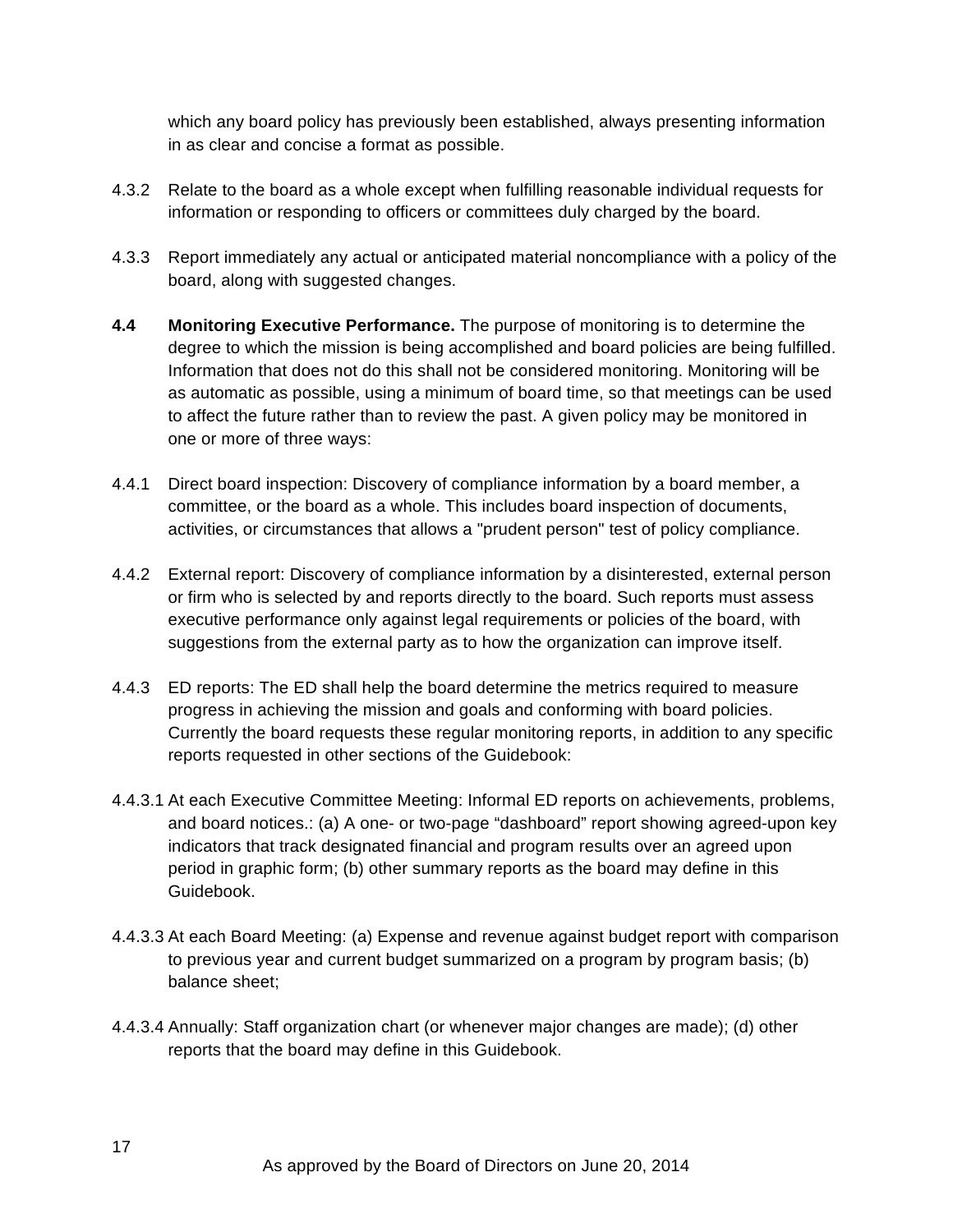which any board policy has previously been established, always presenting information in as clear and concise a format as possible.

4.3.2 Relate to the board as a whole except when fulfilling reasonable individual requests for information or responding to officers or committees duly charged by the board.

4.3.3 Report immediately any actual or anticipated material noncompliance with a policy of the board, along with suggested changes.

**4.4 Monitoring Executive Performance.** The purpose of monitoring is to determine the degree to which the mission is being accomplished and board policies are being fulfilled. Information that does not do this shall not be considered monitoring. Monitoring will be as automatic as possible, using a minimum of board time, so that meetings can be used to affect the future rather than to review the past. A given policy may be monitored in one or more of three ways:

4.4.1 Direct board inspection: Discovery of compliance information by a board member, a committee, or the board as a whole. This includes board inspection of documents, activities, or circumstances that allows a "prudent person" test of policy compliance.

4.4.2 External report: Discovery of compliance information by a disinterested, external person or firm who is selected by and reports directly to the board. Such reports must assess executive performance only against legal requirements or policies of the board, with suggestions from the external party as to how the organization can improve itself.

4.4.3 ED reports: The ED shall help the board determine the metrics required to measure progress in achieving the mission and goals and conforming with board policies. Currently the board requests these regular monitoring reports, in addition to any specific reports requested in other sections of the Guidebook:

4.4.3.1 At each Executive Committee Meeting: Informal ED reports on achievements, problems, and board notices.: (a) A one- or two-page “dashboard” report showing agreed-upon key indicators that track designated financial and program results over an agreed upon period in graphic form; (b) other summary reports as the board may define in this Guidebook.

4.4.3.3 At each Board Meeting: (a) Expense and revenue against budget report with comparison to previous year and current budget summarized on a program by program basis; (b) balance sheet;

4.4.3.4 Annually: Staff organization chart (or whenever major changes are made); (d) other reports that the board may define in this Guidebook.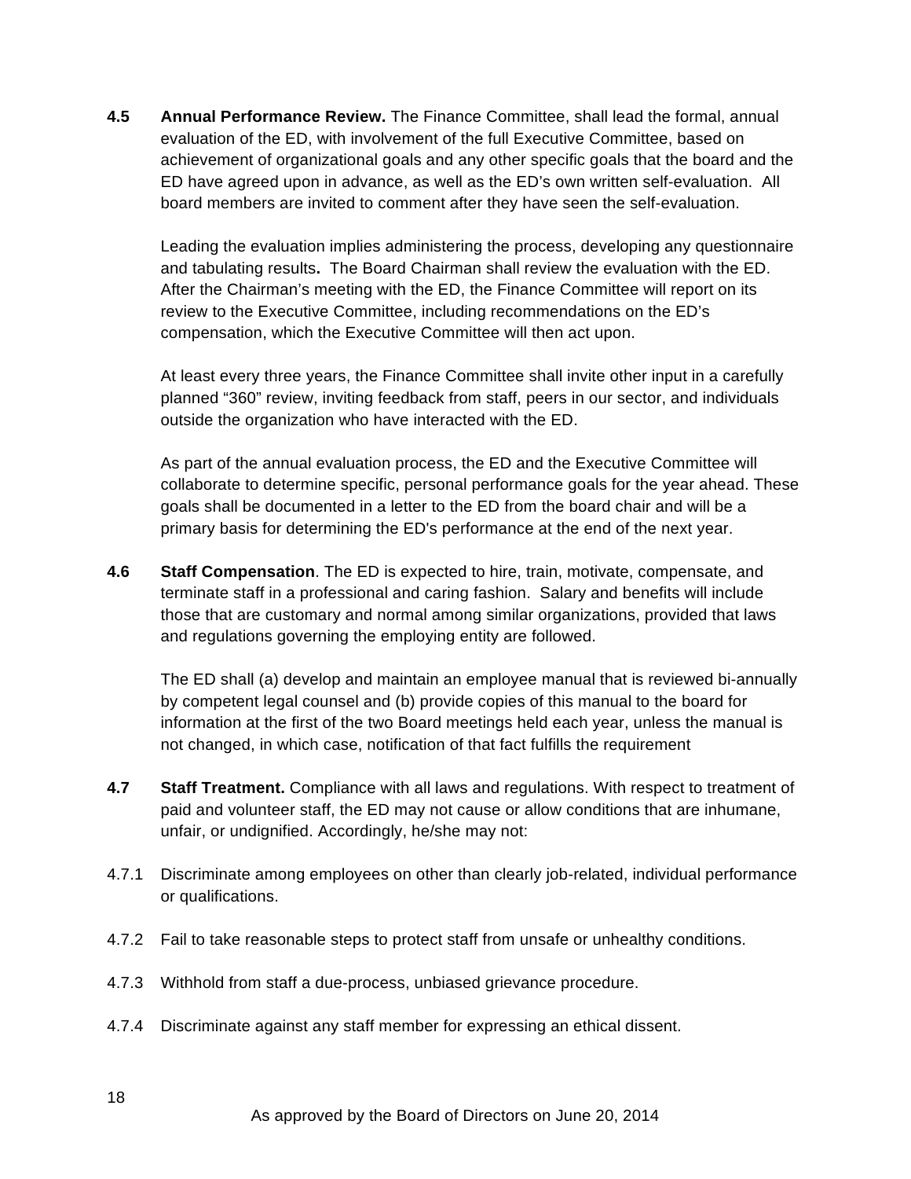**4.5 Annual Performance Review.** The Finance Committee, shall lead the formal, annual evaluation of the ED, with involvement of the full Executive Committee, based on achievement of organizational goals and any other specific goals that the board and the ED have agreed upon in advance, as well as the ED's own written self-evaluation. All board members are invited to comment after they have seen the self-evaluation.

Leading the evaluation implies administering the process, developing any questionnaire and tabulating results**.** The Board Chairman shall review the evaluation with the ED. After the Chairman's meeting with the ED, the Finance Committee will report on its review to the Executive Committee, including recommendations on the ED's compensation, which the Executive Committee will then act upon.

At least every three years, the Finance Committee shall invite other input in a carefully planned "360" review, inviting feedback from staff, peers in our sector, and individuals outside the organization who have interacted with the ED.

As part of the annual evaluation process, the ED and the Executive Committee will collaborate to determine specific, personal performance goals for the year ahead. These goals shall be documented in a letter to the ED from the board chair and will be a primary basis for determining the ED's performance at the end of the next year.

**4.6 Staff Compensation**. The ED is expected to hire, train, motivate, compensate, and terminate staff in a professional and caring fashion. Salary and benefits will include those that are customary and normal among similar organizations, provided that laws and regulations governing the employing entity are followed.

The ED shall (a) develop and maintain an employee manual that is reviewed bi-annually by competent legal counsel and (b) provide copies of this manual to the board for information at the first of the two Board meetings held each year, unless the manual is not changed, in which case, notification of that fact fulfills the requirement

**4.7 Staff Treatment.** Compliance with all laws and regulations. With respect to treatment of paid and volunteer staff, the ED may not cause or allow conditions that are inhumane, unfair, or undignified. Accordingly, he/she may not:

4.7.1 Discriminate among employees on other than clearly job-related, individual performance or qualifications.

4.7.2 Fail to take reasonable steps to protect staff from unsafe or unhealthy conditions.

4.7.3 Withhold from staff a due-process, unbiased grievance procedure.

4.7.4 Discriminate against any staff member for expressing an ethical dissent.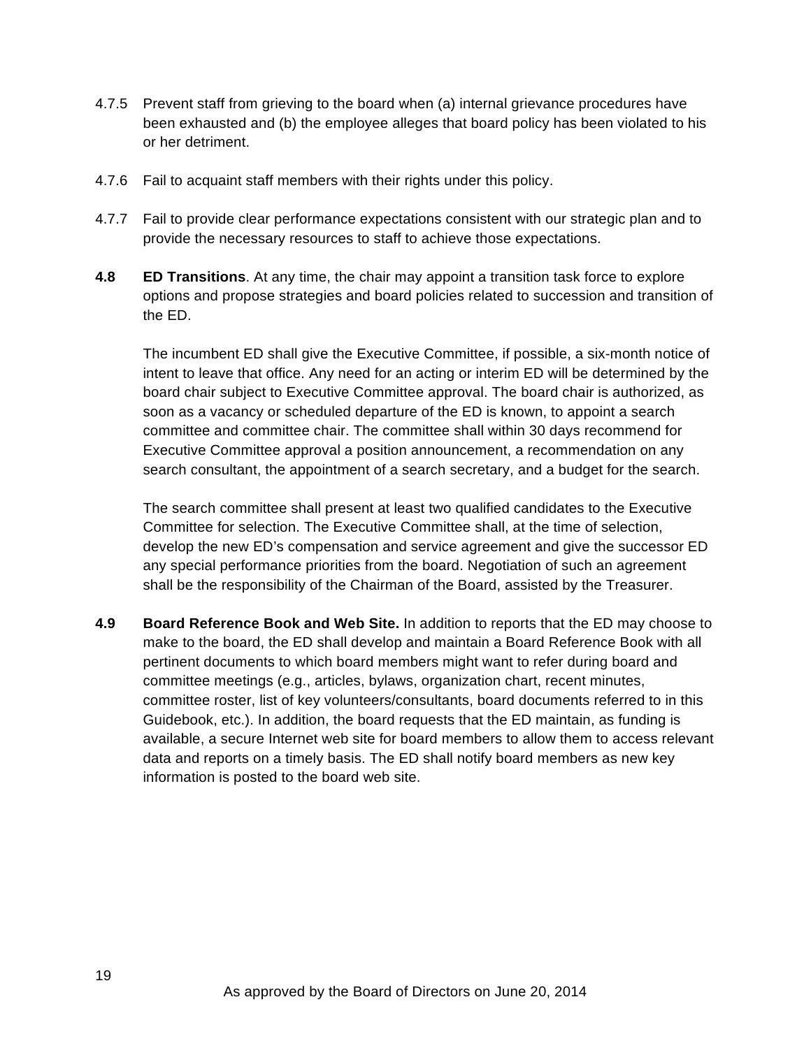4.7.5 Prevent staff from grieving to the board when (a) internal grievance procedures have been exhausted and (b) the employee alleges that board policy has been violated to his or her detriment.

4.7.6 Fail to acquaint staff members with their rights under this policy.

4.7.7 Fail to provide clear performance expectations consistent with our strategic plan and to provide the necessary resources to staff to achieve those expectations.

**4.8 ED Transitions**. At any time, the chair may appoint a transition task force to explore options and propose strategies and board policies related to succession and transition of the ED.

The incumbent ED shall give the Executive Committee, if possible, a six-month notice of intent to leave that office. Any need for an acting or interim ED will be determined by the board chair subject to Executive Committee approval. The board chair is authorized, as soon as a vacancy or scheduled departure of the ED is known, to appoint a search committee and committee chair. The committee shall within 30 days recommend for Executive Committee approval a position announcement, a recommendation on any search consultant, the appointment of a search secretary, and a budget for the search.

The search committee shall present at least two qualified candidates to the Executive Committee for selection. The Executive Committee shall, at the time of selection, develop the new ED's compensation and service agreement and give the successor ED any special performance priorities from the board. Negotiation of such an agreement shall be the responsibility of the Chairman of the Board, assisted by the Treasurer.

**4.9 Board Reference Book and Web Site.** In addition to reports that the ED may choose to make to the board, the ED shall develop and maintain a Board Reference Book with all pertinent documents to which board members might want to refer during board and committee meetings (e.g., articles, bylaws, organization chart, recent minutes, committee roster, list of key volunteers/consultants, board documents referred to in this Guidebook, etc.). In addition, the board requests that the ED maintain, as funding is available, a secure Internet web site for board members to allow them to access relevant data and reports on a timely basis. The ED shall notify board members as new key information is posted to the board web site.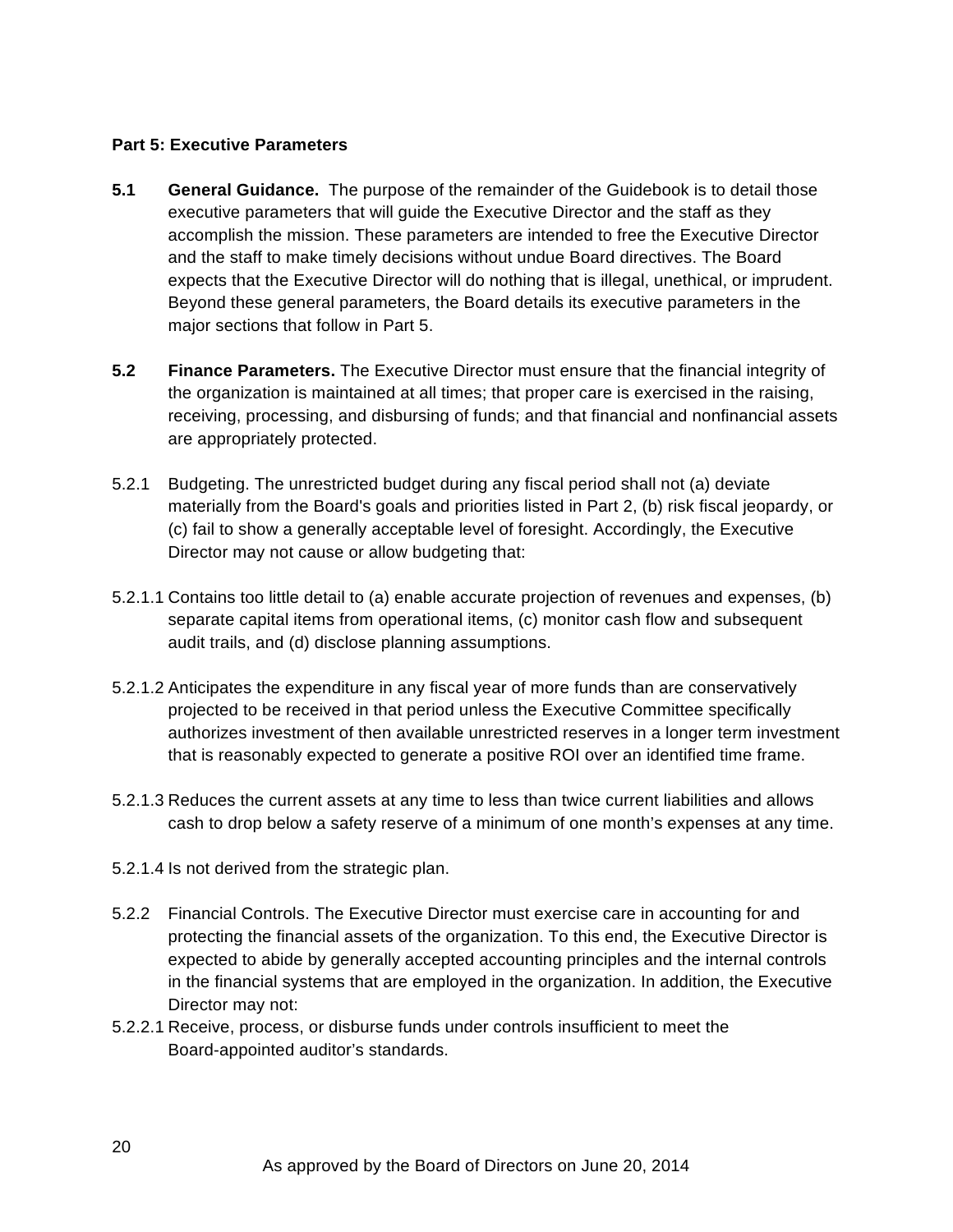**Part 5: Executive Parameters**

**5.1 General Guidance.** The purpose of the remainder of the Guidebook is to detail those executive parameters that will guide the Executive Director and the staff as they accomplish the mission. These parameters are intended to free the Executive Director and the staff to make timely decisions without undue Board directives. The Board expects that the Executive Director will do nothing that is illegal, unethical, or imprudent. Beyond these general parameters, the Board details its executive parameters in the major sections that follow in Part 5.

**5.2 Finance Parameters.** The Executive Director must ensure that the financial integrity of the organization is maintained at all times; that proper care is exercised in the raising, receiving, processing, and disbursing of funds; and that financial and nonfinancial assets are appropriately protected.

5.2.1 Budgeting. The unrestricted budget during any fiscal period shall not (a) deviate materially from the Board's goals and priorities listed in Part 2, (b) risk fiscal jeopardy, or (c) fail to show a generally acceptable level of foresight. Accordingly, the Executive Director may not cause or allow budgeting that:

5.2.1.1 Contains too little detail to (a) enable accurate projection of revenues and expenses, (b) separate capital items from operational items, (c) monitor cash flow and subsequent audit trails, and (d) disclose planning assumptions.

5.2.1.2 Anticipates the expenditure in any fiscal year of more funds than are conservatively projected to be received in that period unless the Executive Committee specifically authorizes investment of then available unrestricted reserves in a longer term investment that is reasonably expected to generate a positive ROI over an identified time frame.

5.2.1.3 Reduces the current assets at any time to less than twice current liabilities and allows cash to drop below a safety reserve of a minimum of one month's expenses at any time.

5.2.1.4 Is not derived from the strategic plan.

5.2.2 Financial Controls. The Executive Director must exercise care in accounting for and protecting the financial assets of the organization. To this end, the Executive Director is expected to abide by generally accepted accounting principles and the internal controls in the financial systems that are employed in the organization. In addition, the Executive Director may not:

5.2.2.1 Receive, process, or disburse funds under controls insufficient to meet the Board-appointed auditor's standards.

As approved by the Board of Directors on June 20, 2014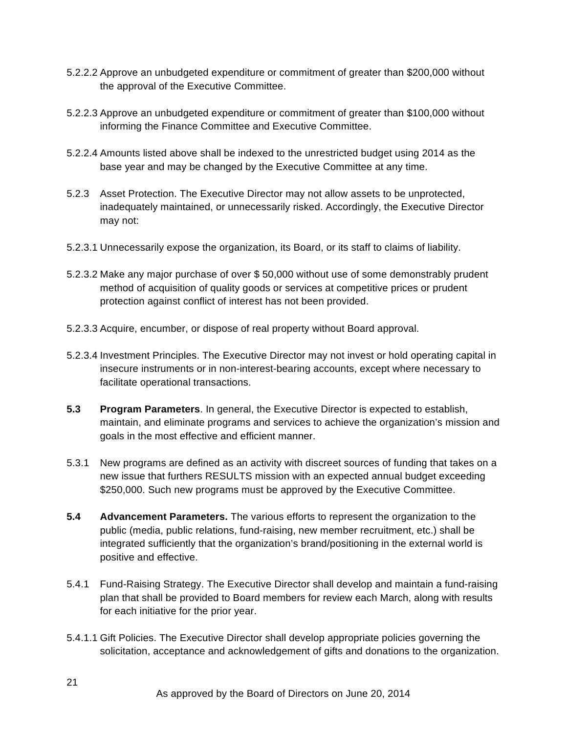5.2.2.2 Approve an unbudgeted expenditure or commitment of greater than $200,000 without the approval of the Executive Committee.

5.2.2.3 Approve an unbudgeted expenditure or commitment of greater than $100,000 without informing the Finance Committee and Executive Committee.

5.2.2.4 Amounts listed above shall be indexed to the unrestricted budget using 2014 as the base year and may be changed by the Executive Committee at any time.

5.2.3 Asset Protection. The Executive Director may not allow assets to be unprotected, inadequately maintained, or unnecessarily risked. Accordingly, the Executive Director may not:

5.2.3.1 Unnecessarily expose the organization, its Board, or its staff to claims of liability.

5.2.3.2 Make any major purchase of over $ 50,000 without use of some demonstrably prudent method of acquisition of quality goods or services at competitive prices or prudent protection against conflict of interest has not been provided.

5.2.3.3 Acquire, encumber, or dispose of real property without Board approval.

5.2.3.4 Investment Principles. The Executive Director may not invest or hold operating capital in insecure instruments or in non-interest-bearing accounts, except where necessary to facilitate operational transactions.

**5.3 Program Parameters**. In general, the Executive Director is expected to establish, maintain, and eliminate programs and services to achieve the organization's mission and goals in the most effective and efficient manner.

5.3.1 New programs are defined as an activity with discreet sources of funding that takes on a new issue that furthers RESULTS mission with an expected annual budget exceeding $250,000. Such new programs must be approved by the Executive Committee.

**5.4 Advancement Parameters.** The various efforts to represent the organization to the public (media, public relations, fund-raising, new member recruitment, etc.) shall be integrated sufficiently that the organization's brand/positioning in the external world is positive and effective.

5.4.1 Fund-Raising Strategy. The Executive Director shall develop and maintain a fund-raising plan that shall be provided to Board members for review each March, along with results for each initiative for the prior year.

5.4.1.1 Gift Policies. The Executive Director shall develop appropriate policies governing the solicitation, acceptance and acknowledgement of gifts and donations to the organization.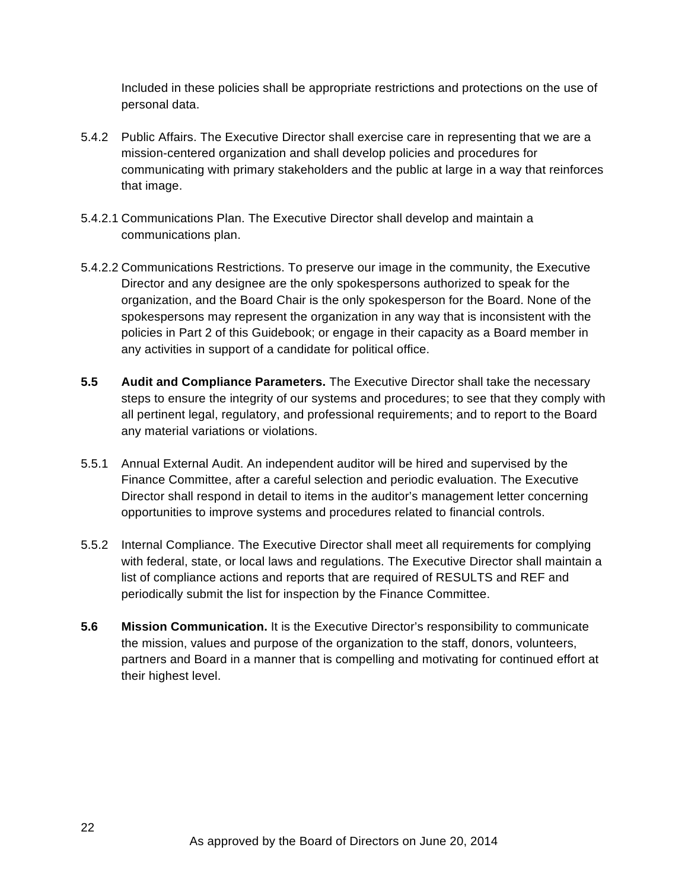Included in these policies shall be appropriate restrictions and protections on the use of personal data.

5.4.2 Public Affairs. The Executive Director shall exercise care in representing that we are a mission-centered organization and shall develop policies and procedures for communicating with primary stakeholders and the public at large in a way that reinforces that image.

5.4.2.1 Communications Plan. The Executive Director shall develop and maintain a communications plan.

5.4.2.2 Communications Restrictions. To preserve our image in the community, the Executive Director and any designee are the only spokespersons authorized to speak for the organization, and the Board Chair is the only spokesperson for the Board. None of the spokespersons may represent the organization in any way that is inconsistent with the policies in Part 2 of this Guidebook; or engage in their capacity as a Board member in any activities in support of a candidate for political office.

**5.5 Audit and Compliance Parameters.** The Executive Director shall take the necessary steps to ensure the integrity of our systems and procedures; to see that they comply with all pertinent legal, regulatory, and professional requirements; and to report to the Board any material variations or violations.

5.5.1 Annual External Audit. An independent auditor will be hired and supervised by the Finance Committee, after a careful selection and periodic evaluation. The Executive Director shall respond in detail to items in the auditor's management letter concerning opportunities to improve systems and procedures related to financial controls.

5.5.2 Internal Compliance. The Executive Director shall meet all requirements for complying with federal, state, or local laws and regulations. The Executive Director shall maintain a list of compliance actions and reports that are required of RESULTS and REF and periodically submit the list for inspection by the Finance Committee.

**5.6 Mission Communication.** It is the Executive Director's responsibility to communicate the mission, values and purpose of the organization to the staff, donors, volunteers, partners and Board in a manner that is compelling and motivating for continued effort at their highest level.